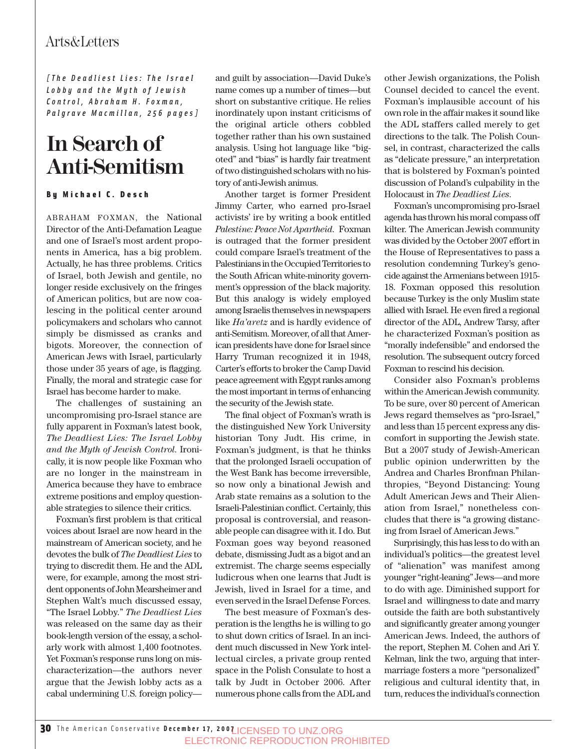[*The Deadliest Lies: The Israel Lobby and the Myth of Jewish Control*, Abraham H. Foxman, Palgrave Macmillan, 256 pages]

# In Search of Anti-Semitism

**By Michael C. Desch**

ABRAHAM FOXMAN, the National Director of the Anti-Defamation League and one of Israel's most ardent proponents in America, has a big problem. Actually, he has three problems. Critics of Israel, both Jewish and gentile, no longer reside exclusively on the fringes of American politics, but are now coalescing in the political center around policymakers and scholars who cannot simply be dismissed as cranks and bigots. Moreover, the connection of American Jews with Israel, particularly those under 35 years of age, is flagging. Finally, the moral and strategic case for Israel has become harder to make.

The challenges of sustaining an uncompromising pro-Israel stance are fully apparent in Foxman's latest book, *The Deadliest Lies: The Israel Lobby and the Myth of Jewish Control*. Ironically, it is now people like Foxman who are no longer in the mainstream in America because they have to embrace extreme positions and employ questionable strategies to silence their critics.

Foxman's first problem is that critical voices about Israel are now heard in the mainstream of American society, and he devotes the bulk of *The Deadliest Lies* to trying to discredit them. He and the ADL were, for example, among the most strident opponents of John Mearsheimer and Stephen Walt's much discussed essay, "The Israel Lobby." *The Deadliest Lies* was released on the same day as their book-length version of the essay, a scholarly work with almost 1,400 footnotes. Yet Foxman's response runs long on mischaracterization—the authors never argue that the Jewish lobby acts as a cabal undermining U.S. foreign policy—and guilt by association—David Duke's name comes up a number of times—but short on substantive critique. He relies inordinately upon instant criticisms of the original article others cobbled together rather than his own sustained analysis. Using hot language like "bigoted" and "bias" is hardly fair treatment of two distinguished scholars with no history of anti-Jewish animus.

Another target is former President Jimmy Carter, who earned pro-Israel activists' ire by writing a book entitled *Palestine: Peace Not Apartheid*. Foxman is outraged that the former president could compare Israel's treatment of the Palestinians in the Occupied Territories to the South African white-minority government's oppression of the black majority. But this analogy is widely employed among Israelis themselves in newspapers like *Ha'aretz* and is hardly evidence of anti-Semitism. Moreover, of all that American presidents have done for Israel since Harry Truman recognized it in 1948, Carter's efforts to broker the Camp David peace agreement with Egypt ranks among the most important in terms of enhancing the security of the Jewish state.

The final object of Foxman's wrath is the distinguished New York University historian Tony Judt. His crime, in Foxman's judgment, is that he thinks that the prolonged Israeli occupation of the West Bank has become irreversible, so now only a binational Jewish and Arab state remains as a solution to the Israeli-Palestinian conflict. Certainly, this proposal is controversial, and reasonable people can disagree with it. I do. But Foxman goes way beyond reasoned debate, dismissing Judt as a bigot and an extremist. The charge seems especially ludicrous when one learns that Judt is Jewish, lived in Israel for a time, and even served in the Israel Defense Forces.

The best measure of Foxman's desperation is the lengths he is willing to go to shut down critics of Israel. In an incident much discussed in New York intellectual circles, a private group rented space in the Polish Consulate to host a talk by Judt in October 2006. After numerous phone calls from the ADL and other Jewish organizations, the Polish Counsel decided to cancel the event. Foxman's implausible account of his own role in the affair makes it sound like the ADL staffers called merely to get directions to the talk. The Polish Counsel, in contrast, characterized the calls as "delicate pressure," an interpretation that is bolstered by Foxman's pointed discussion of Poland's culpability in the Holocaust in *The Deadliest Lies*.

Foxman's uncompromising pro-Israel agenda has thrown his moral compass off kilter. The American Jewish community was divided by the October 2007 effort in the House of Representatives to pass a resolution condemning Turkey's genocide against the Armenians between 1915-18. Foxman opposed this resolution because Turkey is the only Muslim state allied with Israel. He even fired a regional director of the ADL, Andrew Tarsy, after he characterized Foxman's position as "morally indefensible" and endorsed the resolution. The subsequent outcry forced Foxman to rescind his decision.

Consider also Foxman's problems within the American Jewish community. To be sure, over 80 percent of American Jews regard themselves as "pro-Israel," and less than 15 percent express any discomfort in supporting the Jewish state. But a 2007 study of Jewish-American public opinion underwritten by the Andrea and Charles Bronfman Philanthropies, "Beyond Distancing: Young Adult American Jews and Their Alienation from Israel," nonetheless concludes that there is "a growing distancing from Israel of American Jews."

Surprisingly, this has less to do with an individual's politics—the greatest level of "alienation" was manifest among younger "right-leaning" Jews—and more to do with age. Diminished support for Israel and willingness to date and marry outside the faith are both substantively and significantly greater among younger American Jews. Indeed, the authors of the report, Stephen M. Cohen and Ari Y. Kelman, link the two, arguing that intermarriage fosters a more "personalized" religious and cultural identity that, in turn, reduces the individual's connection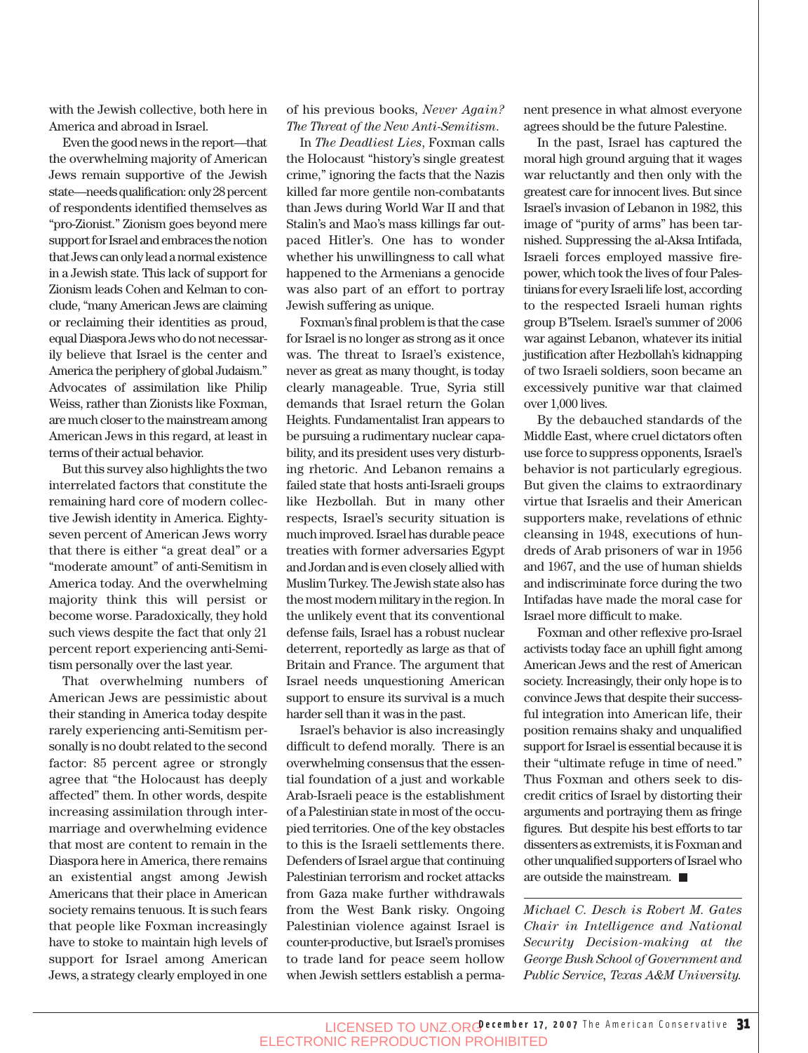with the Jewish collective, both here in America and abroad in Israel.

Even the good news in the report—that the overwhelming majority of American Jews remain supportive of the Jewish state—needs qualification: only 28 percent of respondents identified themselves as "pro-Zionist." Zionism goes beyond mere support for Israel and embraces the notion that Jews can only lead a normal existence in a Jewish state. This lack of support for Zionism leads Cohen and Kelman to conclude, "many American Jews are claiming or reclaiming their identities as proud, equal Diaspora Jews who do not necessarily believe that Israel is the center and America the periphery of global Judaism." Advocates of assimilation like Philip Weiss, rather than Zionists like Foxman, are much closer to the mainstream among American Jews in this regard, at least in terms of their actual behavior.

But this survey also highlights the two interrelated factors that constitute the remaining hard core of modern collective Jewish identity in America. Eighty-seven percent of American Jews worry that there is either "a great deal" or a "moderate amount" of anti-Semitism in America today. And the overwhelming majority think this will persist or become worse. Paradoxically, they hold such views despite the fact that only 21 percent report experiencing anti-Semitism personally over the last year.

That overwhelming numbers of American Jews are pessimistic about their standing in America today despite rarely experiencing anti-Semitism personally is no doubt related to the second factor: 85 percent agree or strongly agree that "the Holocaust has deeply affected" them. In other words, despite increasing assimilation through intermarriage and overwhelming evidence that most are content to remain in the Diaspora here in America, there remains an existential angst among Jewish Americans that their place in American society remains tenuous. It is such fears that people like Foxman increasingly have to stoke to maintain high levels of support for Israel among American Jews, a strategy clearly employed in one of his previous books, *Never Again? The Threat of the New Anti-Semitism*.

In *The Deadliest Lies*, Foxman calls the Holocaust "history's single greatest crime," ignoring the facts that the Nazis killed far more gentile non-combatants than Jews during World War II and that Stalin's and Mao's mass killings far outpaced Hitler's. One has to wonder whether his unwillingness to call what happened to the Armenians a genocide was also part of an effort to portray Jewish suffering as unique.

Foxman's final problem is that the case for Israel is no longer as strong as it once was. The threat to Israel's existence, never as great as many thought, is today clearly manageable. True, Syria still demands that Israel return the Golan Heights. Fundamentalist Iran appears to be pursuing a rudimentary nuclear capability, and its president uses very disturbing rhetoric. And Lebanon remains a failed state that hosts anti-Israeli groups like Hezbollah. But in many other respects, Israel's security situation is much improved. Israel has durable peace treaties with former adversaries Egypt and Jordan and is even closely allied with Muslim Turkey. The Jewish state also has the most modern military in the region. In the unlikely event that its conventional defense fails, Israel has a robust nuclear deterrent, reportedly as large as that of Britain and France. The argument that Israel needs unquestioning American support to ensure its survival is a much harder sell than it was in the past.

Israel's behavior is also increasingly difficult to defend morally. There is an overwhelming consensus that the essential foundation of a just and workable Arab-Israeli peace is the establishment of a Palestinian state in most of the occupied territories. One of the key obstacles to this is the Israeli settlements there. Defenders of Israel argue that continuing Palestinian terrorism and rocket attacks from Gaza make further withdrawals from the West Bank risky. Ongoing Palestinian violence against Israel is counter-productive, but Israel's promises to trade land for peace seem hollow when Jewish settlers establish a permanent presence in what almost everyone agrees should be the future Palestine.

In the past, Israel has captured the moral high ground arguing that it wages war reluctantly and then only with the greatest care for innocent lives. But since Israel's invasion of Lebanon in 1982, this image of "purity of arms" has been tarnished. Suppressing the al-Aksa Intifada, Israeli forces employed massive firepower, which took the lives of four Palestinians for every Israeli life lost, according to the respected Israeli human rights group B'Tselem. Israel's summer of 2006 war against Lebanon, whatever its initial justification after Hezbollah's kidnapping of two Israeli soldiers, soon became an excessively punitive war that claimed over 1,000 lives.

By the debauched standards of the Middle East, where cruel dictators often use force to suppress opponents, Israel's behavior is not particularly egregious. But given the claims to extraordinary virtue that Israelis and their American supporters make, revelations of ethnic cleansing in 1948, executions of hundreds of Arab prisoners of war in 1956 and 1967, and the use of human shields and indiscriminate force during the two Intifadas have made the moral case for Israel more difficult to make.

Foxman and other reflexive pro-Israel activists today face an uphill fight among American Jews and the rest of American society. Increasingly, their only hope is to convince Jews that despite their successful integration into American life, their position remains shaky and unqualified support for Israel is essential because it is their "ultimate refuge in time of need." Thus Foxman and others seek to discredit critics of Israel by distorting their arguments and portraying them as fringe figures. But despite his best efforts to tar dissenters as extremists, it is Foxman and other unqualified supporters of Israel who are outside the mainstream. ■

---

*Michael C. Desch is Robert M. Gates Chair in Intelligence and National Security Decision-making at the George Bush School of Government and Public Service, Texas A&M University.*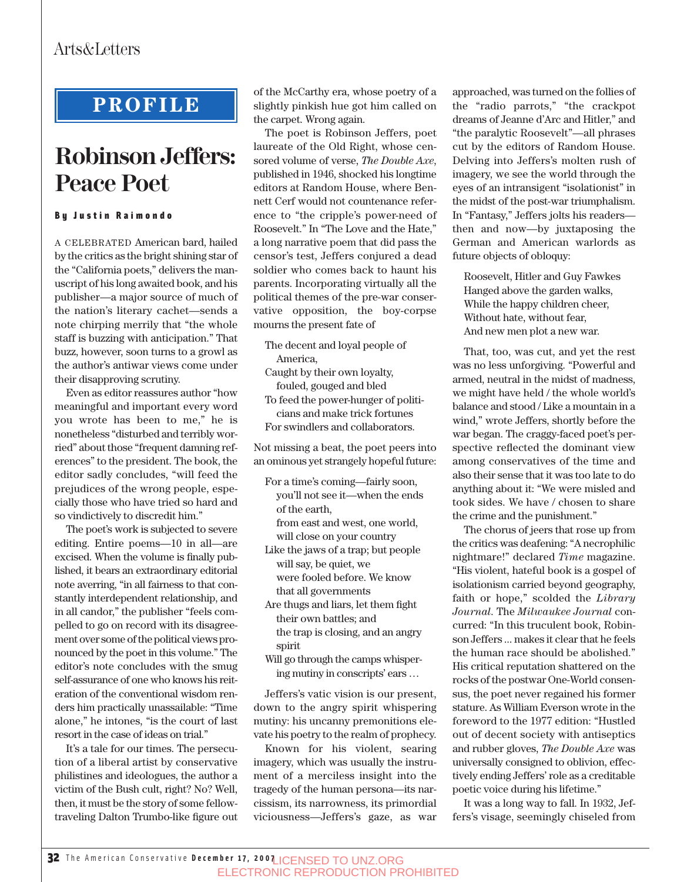PROFILE

# Robinson Jeffers: Peace Poet

**By Justin Raimondo**

A CELEBRATED American bard, hailed by the critics as the bright shining star of the "California poets," delivers the manuscript of his long awaited book, and his publisher—a major source of much of the nation's literary cachet—sends a note chirping merrily that "the whole staff is buzzing with anticipation." That buzz, however, soon turns to a growl as the author's antiwar views come under their disapproving scrutiny.

Even as editor reassures author "how meaningful and important every word you wrote has been to me," he is nonetheless "disturbed and terribly worried" about those "frequent damning references" to the president. The book, the editor sadly concludes, "will feed the prejudices of the wrong people, especially those who have tried so hard and so vindictively to discredit him."

The poet's work is subjected to severe editing. Entire poems—10 in all—are excised. When the volume is finally published, it bears an extraordinary editorial note averring, "in all fairness to that constantly interdependent relationship, and in all candor," the publisher "feels compelled to go on record with its disagreement over some of the political views pronounced by the poet in this volume." The editor's note concludes with the smug self-assurance of one who knows his reiteration of the conventional wisdom renders him practically unassailable: "Time alone," he intones, "is the court of last resort in the case of ideas on trial."

It's a tale for our times. The persecution of a liberal artist by conservative philistines and ideologues, the author a victim of the Bush cult, right? No? Well, then, it must be the story of some fellow-traveling Dalton Trumbo-like figure out of the McCarthy era, whose poetry of a slightly pinkish hue got him called on the carpet. Wrong again.

The poet is Robinson Jeffers, poet laureate of the Old Right, whose censored volume of verse, *The Double Axe*, published in 1946, shocked his longtime editors at Random House, where Bennett Cerf would not countenance reference to "the cripple's power-need of Roosevelt." In "The Love and the Hate," a long narrative poem that did pass the censor's test, Jeffers conjured a dead soldier who comes back to haunt his parents. Incorporating virtually all the political themes of the pre-war conservative opposition, the boy-corpse mourns the present fate of

> The decent and loyal people of America,
> Caught by their own loyalty, fouled, gouged and bled
> To feed the power-hunger of politicians and make trick fortunes
> For swindlers and collaborators.

Not missing a beat, the poet peers into an ominous yet strangely hopeful future:

> For a time's coming—fairly soon, you'll not see it—when the ends of the earth,
> from east and west, one world, will close on your country
> Like the jaws of a trap; but people will say, be quiet, we
> were fooled before. We know that all governments
> Are thugs and liars, let them fight their own battles; and
> the trap is closing, and an angry spirit
> Will go through the camps whispering mutiny in conscripts' ears …

Jeffers's vatic vision is our present, down to the angry spirit whispering mutiny: his uncanny premonitions elevate his poetry to the realm of prophecy.

Known for his violent, searing imagery, which was usually the instrument of a merciless insight into the tragedy of the human persona—its narcissism, its narrowness, its primordial viciousness—Jeffers's gaze, as war approached, was turned on the follies of the "radio parrots," "the crackpot dreams of Jeanne d'Arc and Hitler," and "the paralytic Roosevelt"—all phrases cut by the editors of Random House. Delving into Jeffers's molten rush of imagery, we see the world through the eyes of an intransigent "isolationist" in the midst of the post-war triumphalism. In "Fantasy," Jeffers jolts his readers—then and now—by juxtaposing the German and American warlords as future objects of obloquy:

> Roosevelt, Hitler and Guy Fawkes
> Hanged above the garden walks,
> While the happy children cheer,
> Without hate, without fear,
> And new men plot a new war.

That, too, was cut, and yet the rest was no less unforgiving. "Powerful and armed, neutral in the midst of madness, we might have held / the whole world's balance and stood / Like a mountain in a wind," wrote Jeffers, shortly before the war began. The craggy-faced poet's perspective reflected the dominant view among conservatives of the time and also their sense that it was too late to do anything about it: "We were misled and took sides. We have / chosen to share the crime and the punishment."

The chorus of jeers that rose up from the critics was deafening: "A necrophilic nightmare!" declared *Time* magazine. "His violent, hateful book is a gospel of isolationism carried beyond geography, faith or hope," scolded the *Library Journal*. The *Milwaukee Journal* concurred: "In this truculent book, Robinson Jeffers ... makes it clear that he feels the human race should be abolished." His critical reputation shattered on the rocks of the postwar One-World consensus, the poet never regained his former stature. As William Everson wrote in the foreword to the 1977 edition: "Hustled out of decent society with antiseptics and rubber gloves, *The Double Axe* was universally consigned to oblivion, effectively ending Jeffers' role as a creditable poetic voice during his lifetime."

It was a long way to fall. In 1932, Jeffers's visage, seemingly chiseled from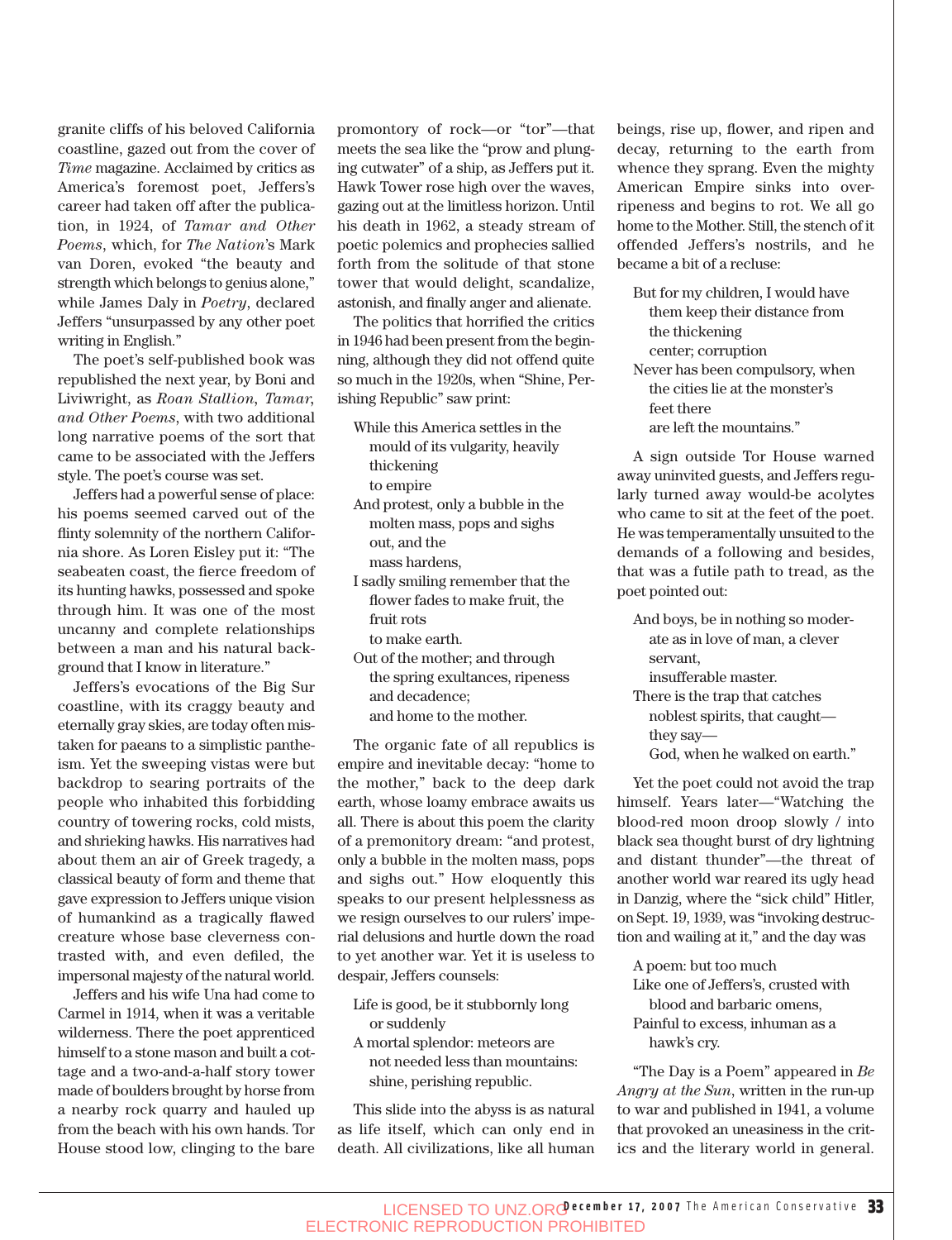granite cliffs of his beloved California coastline, gazed out from the cover of *Time* magazine. Acclaimed by critics as America's foremost poet, Jeffers's career had taken off after the publication, in 1924, of *Tamar and Other Poems*, which, for *The Nation*'s Mark van Doren, evoked "the beauty and strength which belongs to genius alone," while James Daly in *Poetry*, declared Jeffers "unsurpassed by any other poet writing in English."

The poet's self-published book was republished the next year, by Boni and Liviwright, as *Roan Stallion, Tamar, and Other Poems*, with two additional long narrative poems of the sort that came to be associated with the Jeffers style. The poet's course was set.

Jeffers had a powerful sense of place: his poems seemed carved out of the flinty solemnity of the northern California shore. As Loren Eisley put it: "The seabeaten coast, the fierce freedom of its hunting hawks, possessed and spoke through him. It was one of the most uncanny and complete relationships between a man and his natural background that I know in literature."

Jeffers's evocations of the Big Sur coastline, with its craggy beauty and eternally gray skies, are today often mistaken for paeans to a simplistic pantheism. Yet the sweeping vistas were but backdrop to searing portraits of the people who inhabited this forbidding country of towering rocks, cold mists, and shrieking hawks. His narratives had about them an air of Greek tragedy, a classical beauty of form and theme that gave expression to Jeffers unique vision of humankind as a tragically flawed creature whose base cleverness contrasted with, and even defiled, the impersonal majesty of the natural world.

Jeffers and his wife Una had come to Carmel in 1914, when it was a veritable wilderness. There the poet apprenticed himself to a stone mason and built a cottage and a two-and-a-half story tower made of boulders brought by horse from a nearby rock quarry and hauled up from the beach with his own hands. Tor House stood low, clinging to the bare promontory of rock—or "tor"—that meets the sea like the "prow and plunging cutwater" of a ship, as Jeffers put it. Hawk Tower rose high over the waves, gazing out at the limitless horizon. Until his death in 1962, a steady stream of poetic polemics and prophecies sallied forth from the solitude of that stone tower that would delight, scandalize, astonish, and finally anger and alienate.

The politics that horrified the critics in 1946 had been present from the beginning, although they did not offend quite so much in the 1920s, when "Shine, Perishing Republic" saw print:

> While this America settles in the mould of its vulgarity, heavily thickening
> to empire
> And protest, only a bubble in the molten mass, pops and sighs out, and the
> mass hardens,
> I sadly smiling remember that the flower fades to make fruit, the fruit rots
> to make earth.
> Out of the mother; and through the spring exultances, ripeness and decadence;
> and home to the mother.

The organic fate of all republics is empire and inevitable decay: "home to the mother," back to the deep dark earth, whose loamy embrace awaits us all. There is about this poem the clarity of a premonitory dream: "and protest, only a bubble in the molten mass, pops and sighs out." How eloquently this speaks to our present helplessness as we resign ourselves to our rulers' imperial delusions and hurtle down the road to yet another war. Yet it is useless to despair, Jeffers counsels:

> Life is good, be it stubbornly long or suddenly
> A mortal splendor: meteors are not needed less than mountains:
> shine, perishing republic.

This slide into the abyss is as natural as life itself, which can only end in death. All civilizations, like all human beings, rise up, flower, and ripen and decay, returning to the earth from whence they sprang. Even the mighty American Empire sinks into overripeness and begins to rot. We all go home to the Mother. Still, the stench of it offended Jeffers's nostrils, and he became a bit of a recluse:

> But for my children, I would have them keep their distance from the thickening
> center; corruption
> Never has been compulsory, when the cities lie at the monster's feet there
> are left the mountains."

A sign outside Tor House warned away uninvited guests, and Jeffers regularly turned away would-be acolytes who came to sit at the feet of the poet. He was temperamentally unsuited to the demands of a following and besides, that was a futile path to tread, as the poet pointed out:

> And boys, be in nothing so moderate as in love of man, a clever servant,
> insufferable master.
> There is the trap that catches noblest spirits, that caught—they say—
> God, when he walked on earth."

Yet the poet could not avoid the trap himself. Years later—"Watching the blood-red moon droop slowly / into black sea thought burst of dry lightning and distant thunder"—the threat of another world war reared its ugly head in Danzig, where the "sick child" Hitler, on Sept. 19, 1939, was "invoking destruction and wailing at it," and the day was

> A poem: but too much
> Like one of Jeffers's, crusted with blood and barbaric omens,
> Painful to excess, inhuman as a hawk's cry.

"The Day is a Poem" appeared in *Be Angry at the Sun*, written in the run-up to war and published in 1941, a volume that provoked an uneasiness in the critics and the literary world in general.